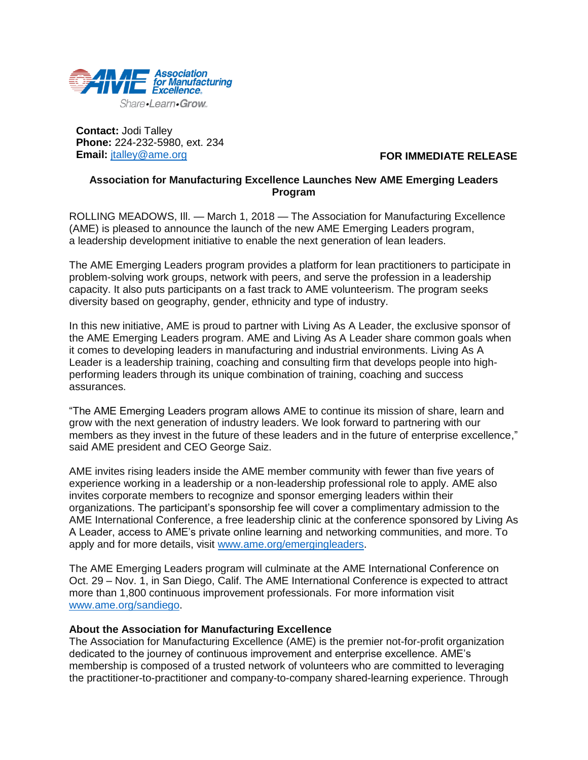Association for Manufacturing Excellence

Share•Learn•Grow

**Contact:** Jodi Talley
**Phone:** 224-232-5980, ext. 234
**Email:** jtalley@ame.org

**FOR IMMEDIATE RELEASE**

## Association for Manufacturing Excellence Launches New AME Emerging Leaders Program

ROLLING MEADOWS, Ill. — March 1, 2018 — The Association for Manufacturing Excellence (AME) is pleased to announce the launch of the new AME Emerging Leaders program, a leadership development initiative to enable the next generation of lean leaders.

The AME Emerging Leaders program provides a platform for lean practitioners to participate in problem-solving work groups, network with peers, and serve the profession in a leadership capacity. It also puts participants on a fast track to AME volunteerism. The program seeks diversity based on geography, gender, ethnicity and type of industry.

In this new initiative, AME is proud to partner with Living As A Leader, the exclusive sponsor of the AME Emerging Leaders program. AME and Living As A Leader share common goals when it comes to developing leaders in manufacturing and industrial environments. Living As A Leader is a leadership training, coaching and consulting firm that develops people into high-performing leaders through its unique combination of training, coaching and success assurances.

"The AME Emerging Leaders program allows AME to continue its mission of share, learn and grow with the next generation of industry leaders. We look forward to partnering with our members as they invest in the future of these leaders and in the future of enterprise excellence," said AME president and CEO George Saiz.

AME invites rising leaders inside the AME member community with fewer than five years of experience working in a leadership or a non-leadership professional role to apply. AME also invites corporate members to recognize and sponsor emerging leaders within their organizations. The participant's sponsorship fee will cover a complimentary admission to the AME International Conference, a free leadership clinic at the conference sponsored by Living As A Leader, access to AME's private online learning and networking communities, and more. To apply and for more details, visit www.ame.org/emergingleaders.

The AME Emerging Leaders program will culminate at the AME International Conference on Oct. 29 – Nov. 1, in San Diego, Calif. The AME International Conference is expected to attract more than 1,800 continuous improvement professionals. For more information visit www.ame.org/sandiego.

**About the Association for Manufacturing Excellence**
The Association for Manufacturing Excellence (AME) is the premier not-for-profit organization dedicated to the journey of continuous improvement and enterprise excellence. AME's membership is composed of a trusted network of volunteers who are committed to leveraging the practitioner-to-practitioner and company-to-company shared-learning experience. Through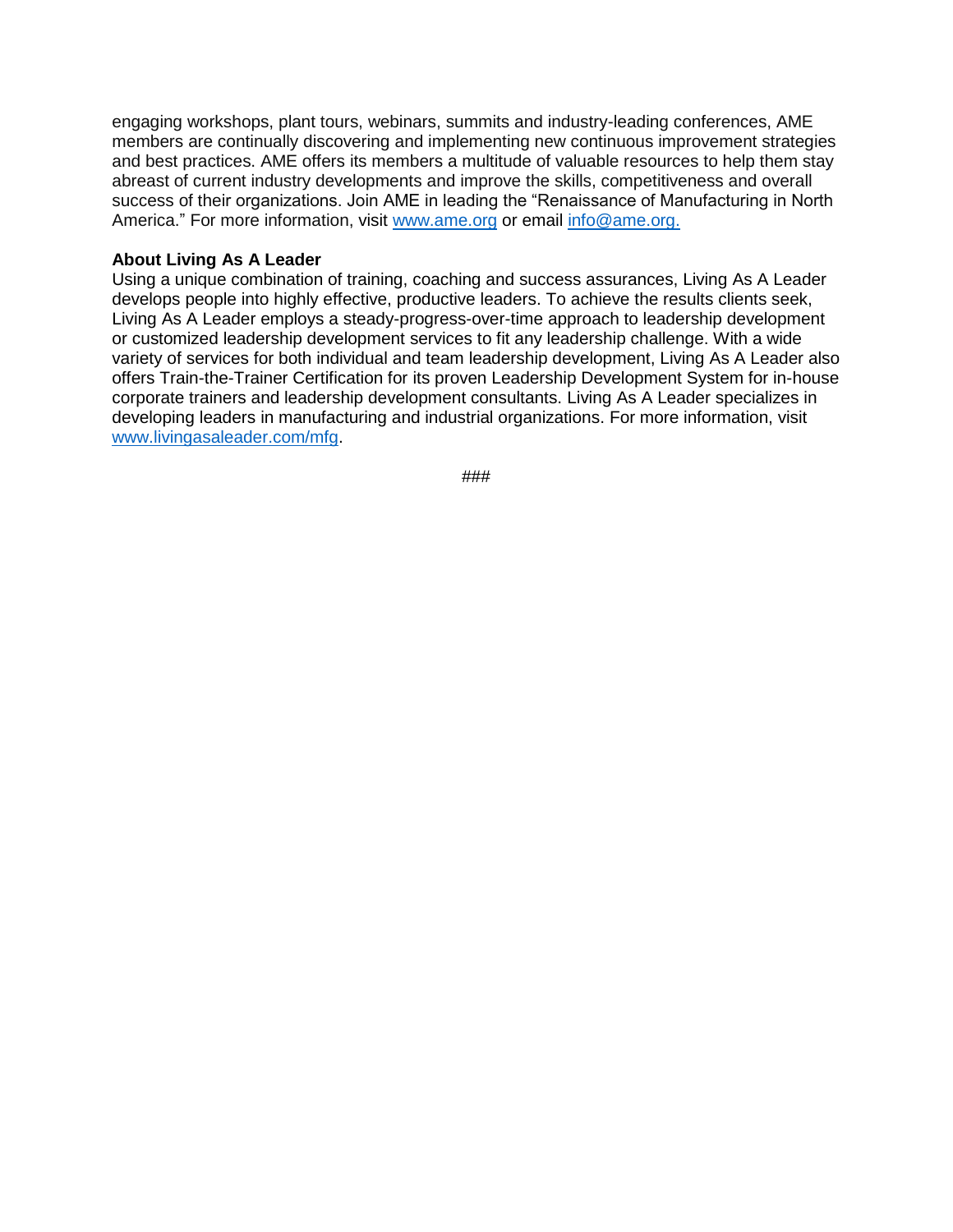engaging workshops, plant tours, webinars, summits and industry-leading conferences, AME members are continually discovering and implementing new continuous improvement strategies and best practices. AME offers its members a multitude of valuable resources to help them stay abreast of current industry developments and improve the skills, competitiveness and overall success of their organizations. Join AME in leading the "Renaissance of Manufacturing in North America." For more information, visit www.ame.org or email info@ame.org.

**About Living As A Leader**

Using a unique combination of training, coaching and success assurances, Living As A Leader develops people into highly effective, productive leaders. To achieve the results clients seek, Living As A Leader employs a steady-progress-over-time approach to leadership development or customized leadership development services to fit any leadership challenge. With a wide variety of services for both individual and team leadership development, Living As A Leader also offers Train-the-Trainer Certification for its proven Leadership Development System for in-house corporate trainers and leadership development consultants. Living As A Leader specializes in developing leaders in manufacturing and industrial organizations. For more information, visit www.livingasaleader.com/mfg.

###